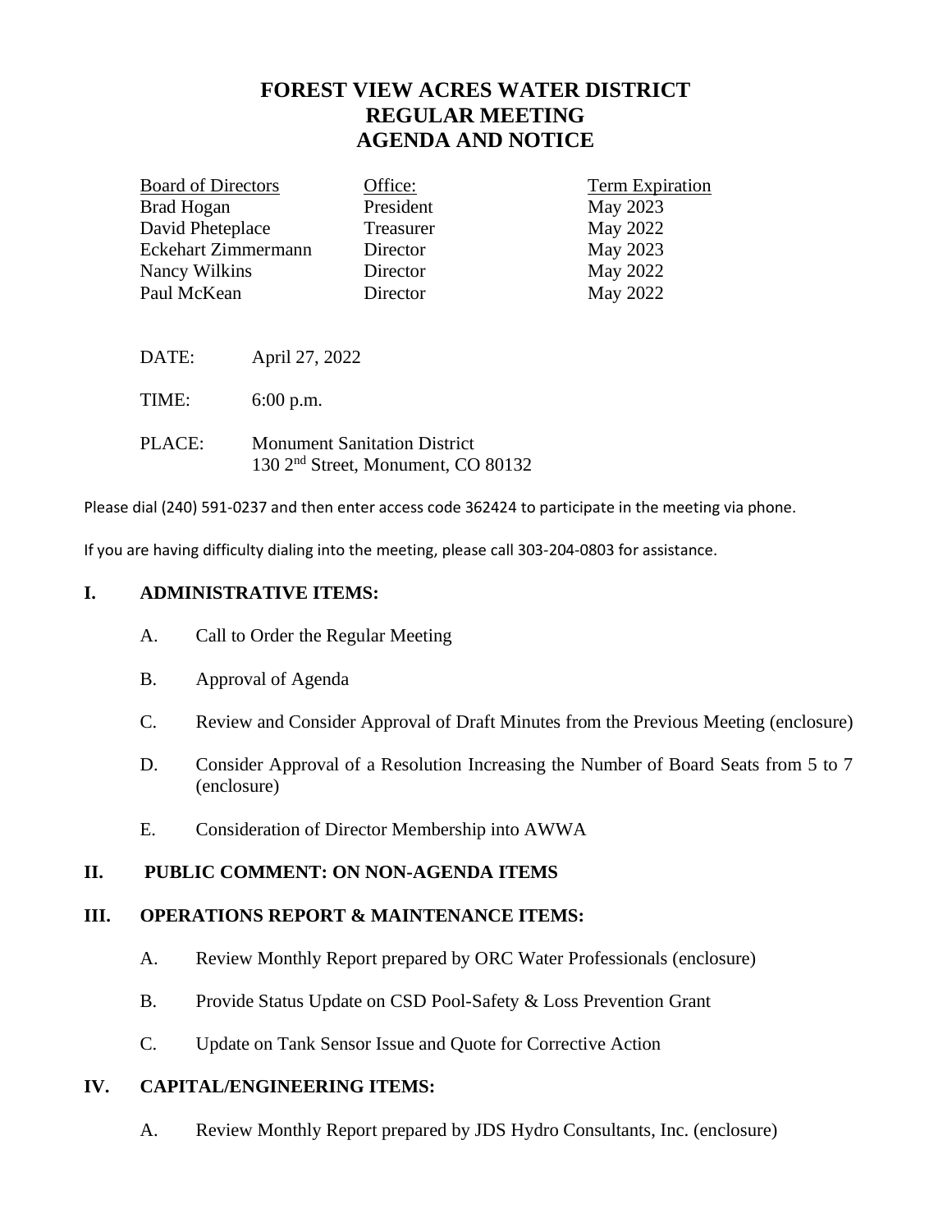# FOREST VIEW ACRES WATER DISTRICT
# REGULAR MEETING
# AGENDA AND NOTICE

| Board of Directors | Office: | Term Expiration |
|---|---|---|
| Brad Hogan | President | May 2023 |
| David Pheteplace | Treasurer | May 2022 |
| Eckehart Zimmermann | Director | May 2023 |
| Nancy Wilkins | Director | May 2022 |
| Paul McKean | Director | May 2022 |

DATE: April 27, 2022

TIME: 6:00 p.m.

PLACE: Monument Sanitation District
130 2nd Street, Monument, CO 80132

Please dial (240) 591-0237 and then enter access code 362424 to participate in the meeting via phone.

If you are having difficulty dialing into the meeting, please call 303-204-0803 for assistance.

## I. ADMINISTRATIVE ITEMS:

A. Call to Order the Regular Meeting

B. Approval of Agenda

C. Review and Consider Approval of Draft Minutes from the Previous Meeting (enclosure)

D. Consider Approval of a Resolution Increasing the Number of Board Seats from 5 to 7 (enclosure)

E. Consideration of Director Membership into AWWA

## II. PUBLIC COMMENT: ON NON-AGENDA ITEMS

## III. OPERATIONS REPORT & MAINTENANCE ITEMS:

A. Review Monthly Report prepared by ORC Water Professionals (enclosure)

B. Provide Status Update on CSD Pool-Safety & Loss Prevention Grant

C. Update on Tank Sensor Issue and Quote for Corrective Action

## IV. CAPITAL/ENGINEERING ITEMS:

A. Review Monthly Report prepared by JDS Hydro Consultants, Inc. (enclosure)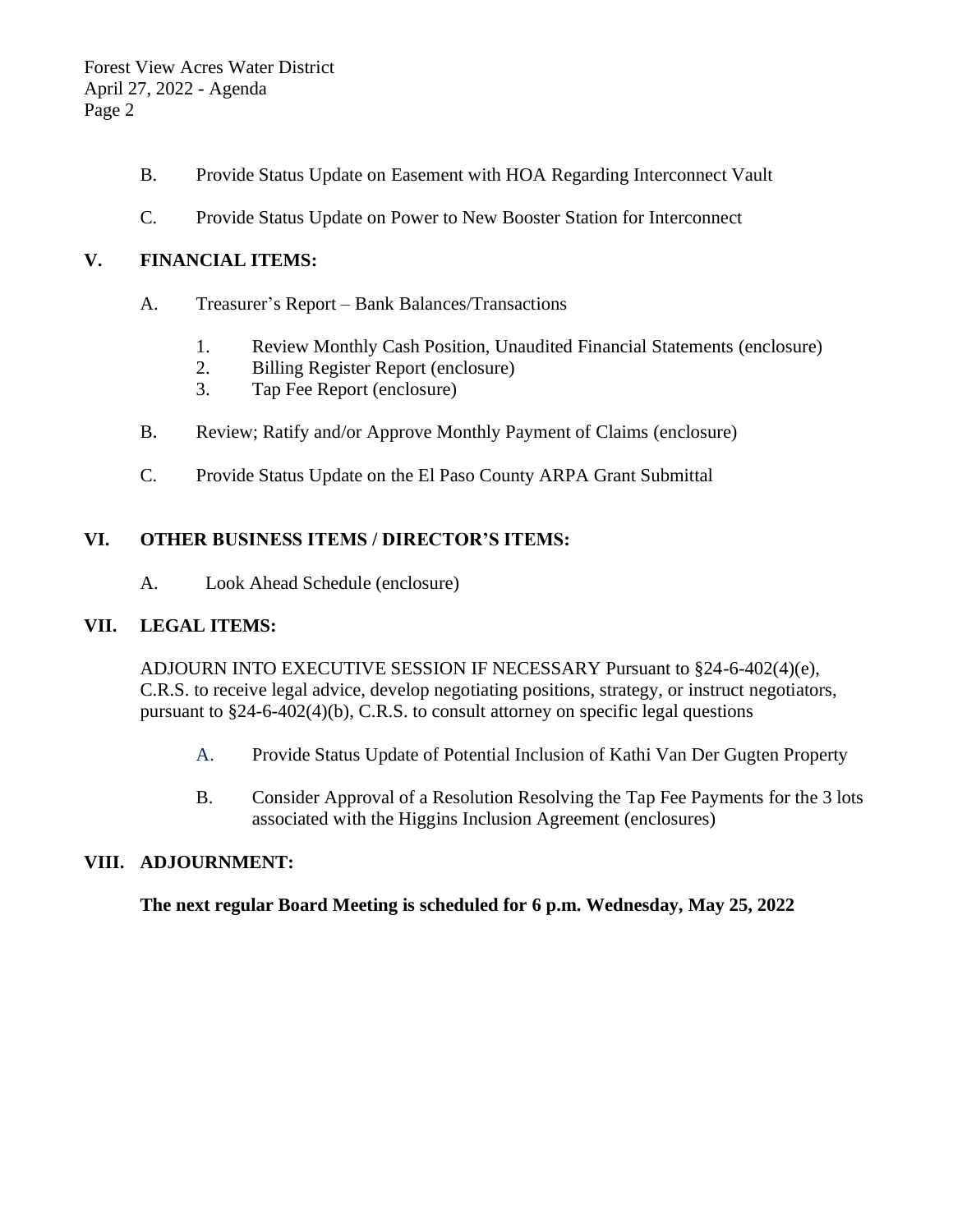B. Provide Status Update on Easement with HOA Regarding Interconnect Vault

C. Provide Status Update on Power to New Booster Station for Interconnect

## V. FINANCIAL ITEMS:

A. Treasurer's Report – Bank Balances/Transactions

1. Review Monthly Cash Position, Unaudited Financial Statements (enclosure)
2. Billing Register Report (enclosure)
3. Tap Fee Report (enclosure)

B. Review; Ratify and/or Approve Monthly Payment of Claims (enclosure)

C. Provide Status Update on the El Paso County ARPA Grant Submittal

## VI. OTHER BUSINESS ITEMS / DIRECTOR'S ITEMS:

A. Look Ahead Schedule (enclosure)

## VII. LEGAL ITEMS:

ADJOURN INTO EXECUTIVE SESSION IF NECESSARY Pursuant to §24-6-402(4)(e), C.R.S. to receive legal advice, develop negotiating positions, strategy, or instruct negotiators, pursuant to §24-6-402(4)(b), C.R.S. to consult attorney on specific legal questions

A. Provide Status Update of Potential Inclusion of Kathi Van Der Gugten Property

B. Consider Approval of a Resolution Resolving the Tap Fee Payments for the 3 lots associated with the Higgins Inclusion Agreement (enclosures)

## VIII. ADJOURNMENT:

**The next regular Board Meeting is scheduled for 6 p.m. Wednesday, May 25, 2022**